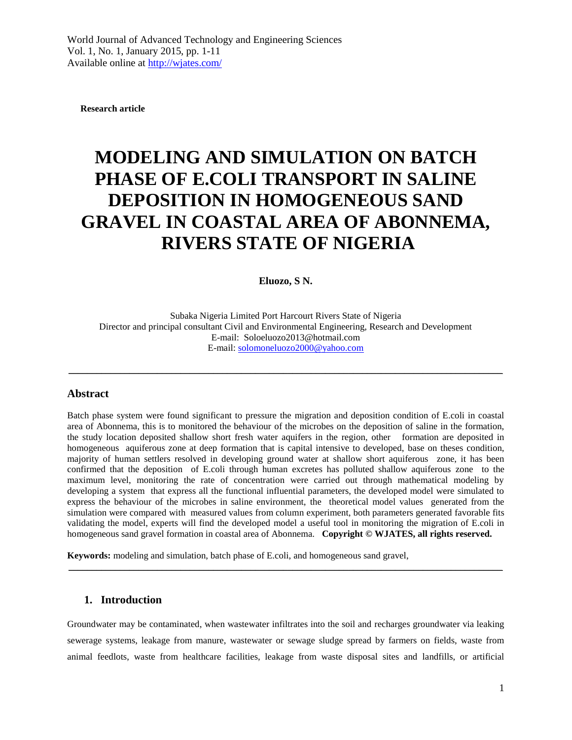**Research article**

# MODELING AND SIMULATION ON BATCH PHASE OF E.COLI TRANSPORT IN SALINE DEPOSITION IN HOMOGENEOUS SAND GRAVEL IN COASTAL AREA OF ABONNEMA, RIVERS STATE OF NIGERIA

**Eluozo, S N.**

Subaka Nigeria Limited Port Harcourt Rivers State of Nigeria
Director and principal consultant Civil and Environmental Engineering, Research and Development
E-mail: Soloeluozo2013@hotmail.com
E-mail: solomoneluozo2000@yahoo.com

---

## Abstract

Batch phase system were found significant to pressure the migration and deposition condition of E.coli in coastal area of Abonnema, this is to monitored the behaviour of the microbes on the deposition of saline in the formation, the study location deposited shallow short fresh water aquifers in the region, other formation are deposited in homogeneous aquiferous zone at deep formation that is capital intensive to developed, base on theses condition, majority of human settlers resolved in developing ground water at shallow short aquiferous zone, it has been confirmed that the deposition of E.coli through human excretes has polluted shallow aquiferous zone to the maximum level, monitoring the rate of concentration were carried out through mathematical modeling by developing a system that express all the functional influential parameters, the developed model were simulated to express the behaviour of the microbes in saline environment, the theoretical model values generated from the simulation were compared with measured values from column experiment, both parameters generated favorable fits validating the model, experts will find the developed model a useful tool in monitoring the migration of E.coli in homogeneous sand gravel formation in coastal area of Abonnema. **Copyright © WJATES, all rights reserved.**

**Keywords:** modeling and simulation, batch phase of E.coli, and homogeneous sand gravel,

---

## 1. Introduction

Groundwater may be contaminated, when wastewater infiltrates into the soil and recharges groundwater via leaking sewerage systems, leakage from manure, wastewater or sewage sludge spread by farmers on fields, waste from animal feedlots, waste from healthcare facilities, leakage from waste disposal sites and landfills, or artificial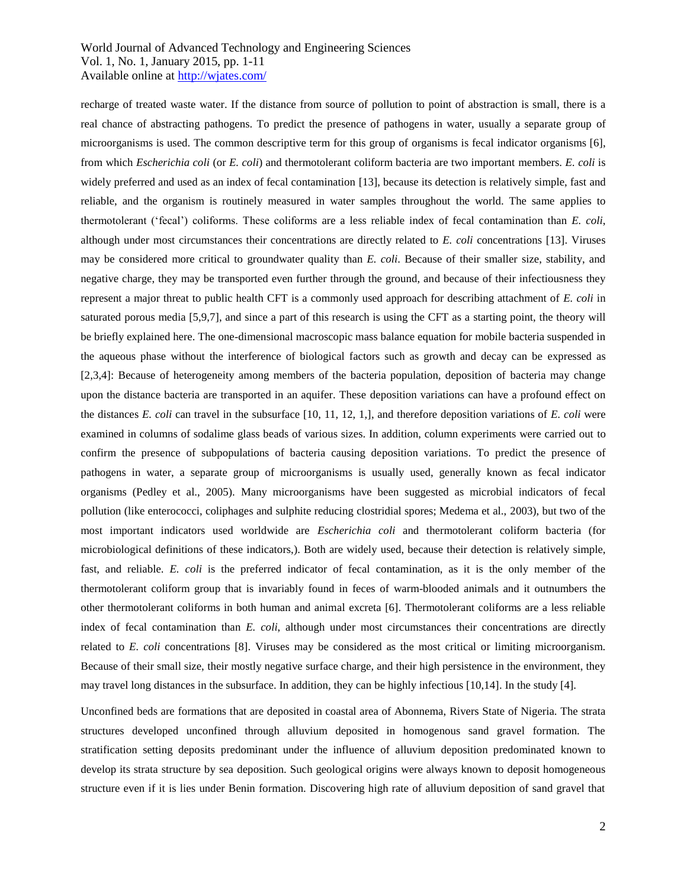recharge of treated waste water. If the distance from source of pollution to point of abstraction is small, there is a real chance of abstracting pathogens. To predict the presence of pathogens in water, usually a separate group of microorganisms is used. The common descriptive term for this group of organisms is fecal indicator organisms [6], from which *Escherichia coli* (or *E. coli*) and thermotolerant coliform bacteria are two important members. *E. coli* is widely preferred and used as an index of fecal contamination [13], because its detection is relatively simple, fast and reliable, and the organism is routinely measured in water samples throughout the world. The same applies to thermotolerant ('fecal') coliforms. These coliforms are a less reliable index of fecal contamination than *E. coli*, although under most circumstances their concentrations are directly related to *E. coli* concentrations [13]. Viruses may be considered more critical to groundwater quality than *E. coli*. Because of their smaller size, stability, and negative charge, they may be transported even further through the ground, and because of their infectiousness they represent a major threat to public health CFT is a commonly used approach for describing attachment of *E. coli* in saturated porous media [5,9,7], and since a part of this research is using the CFT as a starting point, the theory will be briefly explained here. The one-dimensional macroscopic mass balance equation for mobile bacteria suspended in the aqueous phase without the interference of biological factors such as growth and decay can be expressed as [2,3,4]: Because of heterogeneity among members of the bacteria population, deposition of bacteria may change upon the distance bacteria are transported in an aquifer. These deposition variations can have a profound effect on the distances *E. coli* can travel in the subsurface [10, 11, 12, 1,], and therefore deposition variations of *E. coli* were examined in columns of sodalime glass beads of various sizes. In addition, column experiments were carried out to confirm the presence of subpopulations of bacteria causing deposition variations. To predict the presence of pathogens in water, a separate group of microorganisms is usually used, generally known as fecal indicator organisms (Pedley et al., 2005). Many microorganisms have been suggested as microbial indicators of fecal pollution (like enterococci, coliphages and sulphite reducing clostridial spores; Medema et al., 2003), but two of the most important indicators used worldwide are *Escherichia coli* and thermotolerant coliform bacteria (for microbiological definitions of these indicators,). Both are widely used, because their detection is relatively simple, fast, and reliable. *E. coli* is the preferred indicator of fecal contamination, as it is the only member of the thermotolerant coliform group that is invariably found in feces of warm-blooded animals and it outnumbers the other thermotolerant coliforms in both human and animal excreta [6]. Thermotolerant coliforms are a less reliable index of fecal contamination than *E. coli*, although under most circumstances their concentrations are directly related to *E. coli* concentrations [8]. Viruses may be considered as the most critical or limiting microorganism. Because of their small size, their mostly negative surface charge, and their high persistence in the environment, they may travel long distances in the subsurface. In addition, they can be highly infectious [10,14]. In the study [4].

Unconfined beds are formations that are deposited in coastal area of Abonnema, Rivers State of Nigeria. The strata structures developed unconfined through alluvium deposited in homogenous sand gravel formation. The stratification setting deposits predominant under the influence of alluvium deposition predominated known to develop its strata structure by sea deposition. Such geological origins were always known to deposit homogeneous structure even if it is lies under Benin formation. Discovering high rate of alluvium deposition of sand gravel that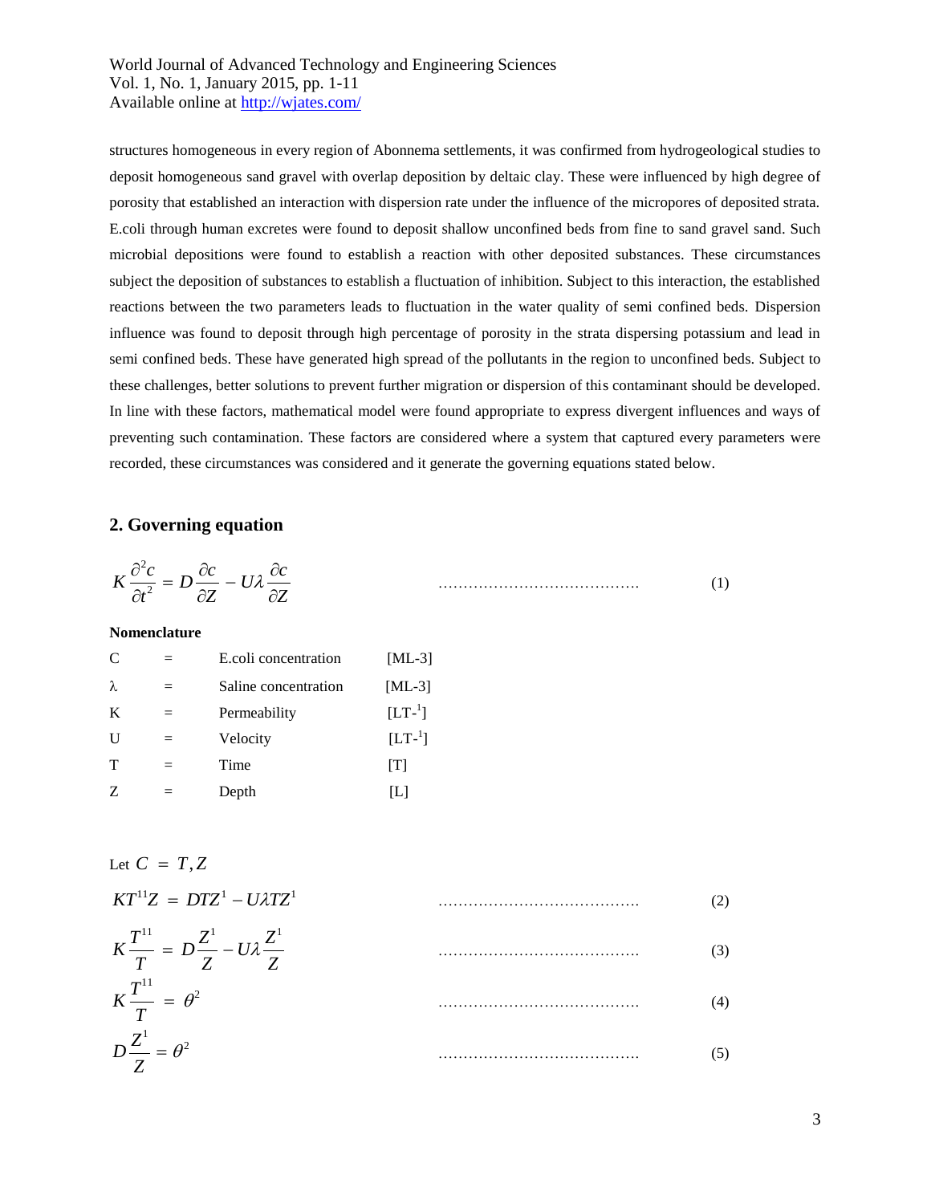structures homogeneous in every region of Abonnema settlements, it was confirmed from hydrogeological studies to deposit homogeneous sand gravel with overlap deposition by deltaic clay. These were influenced by high degree of porosity that established an interaction with dispersion rate under the influence of the micropores of deposited strata. E.coli through human excretes were found to deposit shallow unconfined beds from fine to sand gravel sand. Such microbial depositions were found to establish a reaction with other deposited substances. These circumstances subject the deposition of substances to establish a fluctuation of inhibition. Subject to this interaction, the established reactions between the two parameters leads to fluctuation in the water quality of semi confined beds. Dispersion influence was found to deposit through high percentage of porosity in the strata dispersing potassium and lead in semi confined beds. These have generated high spread of the pollutants in the region to unconfined beds. Subject to these challenges, better solutions to prevent further migration or dispersion of this contaminant should be developed. In line with these factors, mathematical model were found appropriate to express divergent influences and ways of preventing such contamination. These factors are considered where a system that captured every parameters were recorded, these circumstances was considered and it generate the governing equations stated below.

## 2. Governing equation

$$K\frac{\partial^2 c}{\partial t^2} = D\frac{\partial c}{\partial Z} - U\lambda\frac{\partial c}{\partial Z} \quad \text{.......................................} \quad (1)$$

**Nomenclature**

| | | | |
|---|---|---|---|
| C | = | E.coli concentration | [ML-3] |
| $\lambda$ | = | Saline concentration | [ML-3] |
| K | = | Permeability | [LT-$^1$] |
| U | = | Velocity | [LT-$^1$] |
| T | = | Time | [T] |
| Z | = | Depth | [L] |

Let $C = T, Z$

$$KT^{11}Z = DTZ^1 - U\lambda TZ^1 \quad \text{.......................................} \quad (2)$$

$$K\frac{T^{11}}{T} = D\frac{Z^1}{Z} - U\lambda\frac{Z^1}{Z} \quad \text{.......................................} \quad (3)$$

$$K\frac{T^{11}}{T} = \theta^2 \quad \text{.......................................} \quad (4)$$

$$D\frac{Z^1}{Z} = \theta^2 \quad \text{.......................................} \quad (5)$$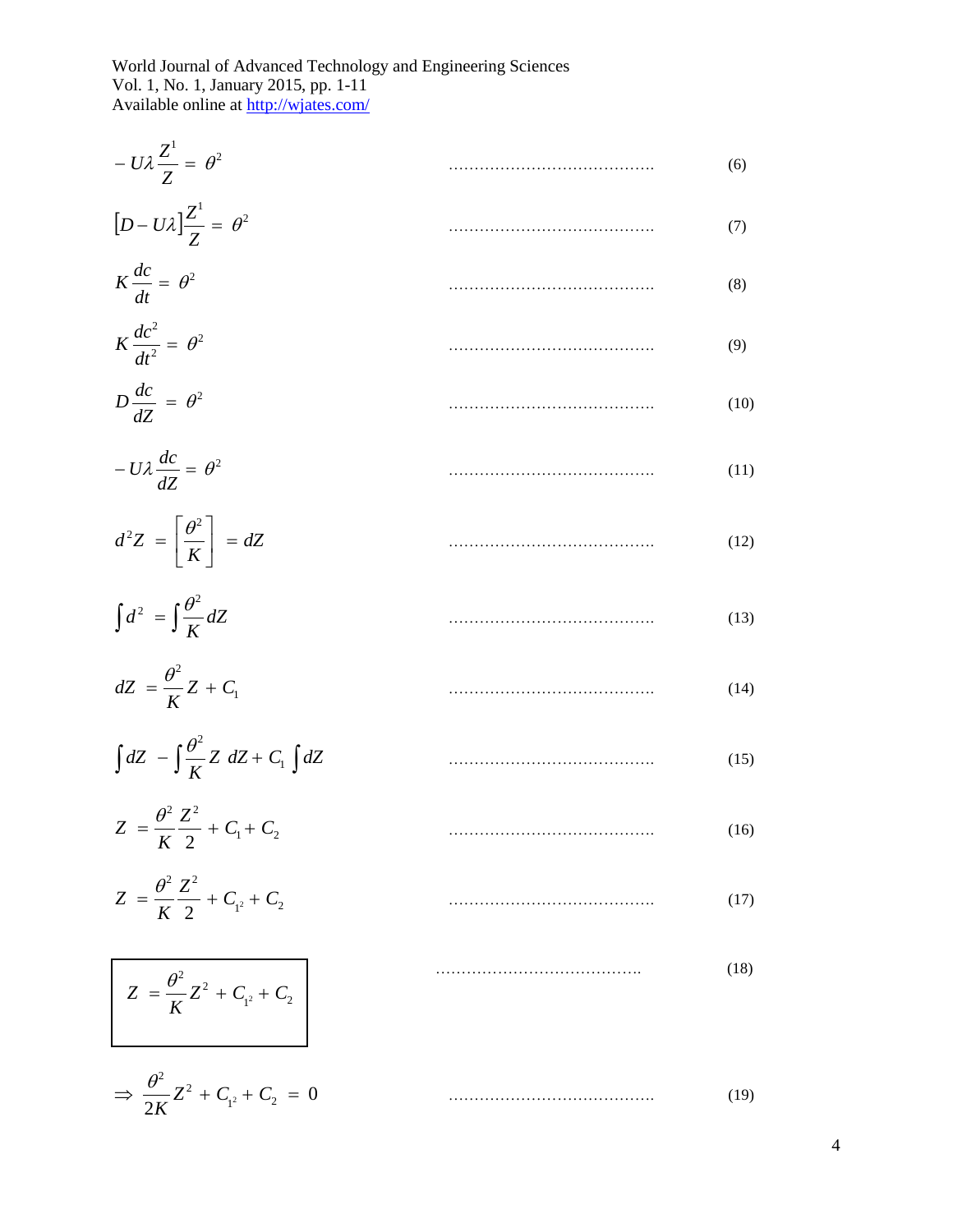$$-U\lambda \frac{Z^1}{Z} = \theta^2 \qquad \text{..........................................} \qquad (6)$$

$$\left[D - U\lambda\right]\frac{Z^1}{Z} = \theta^2 \qquad \text{..........................................} \qquad (7)$$

$$K\frac{dc}{dt} = \theta^2 \qquad \text{..........................................} \qquad (8)$$

$$K\frac{dc^2}{dt^2} = \theta^2 \qquad \text{..........................................} \qquad (9)$$

$$D\frac{dc}{dZ} = \theta^2 \qquad \text{..........................................} \qquad (10)$$

$$-U\lambda\frac{dc}{dZ} = \theta^2 \qquad \text{..........................................} \qquad (11)$$

$$d^2Z = \left[\frac{\theta^2}{K}\right] = dZ \qquad \text{..........................................} \qquad (12)$$

$$\int d^2 = \int \frac{\theta^2}{K} dZ \qquad \text{..........................................} \qquad (13)$$

$$dZ = \frac{\theta^2}{K} Z + C_1 \qquad \text{..........................................} \qquad (14)$$

$$\int dZ - \int \frac{\theta^2}{K} Z \ dZ + C_1 \int dZ \qquad \text{..........................................} \qquad (15)$$

$$Z = \frac{\theta^2}{K}\frac{Z^2}{2} + C_1 + C_2 \qquad \text{..........................................} \qquad (16)$$

$$Z = \frac{\theta^2}{K}\frac{Z^2}{2} + C_{1^2} + C_2 \qquad \text{..........................................} \qquad (17)$$

$$\boxed{Z = \frac{\theta^2}{K} Z^2 + C_{1^2} + C_2} \qquad \text{..........................................} \qquad (18)$$

$$\Rightarrow \frac{\theta^2}{2K} Z^2 + C_{1^2} + C_2 = 0 \qquad \text{..........................................} \qquad (19)$$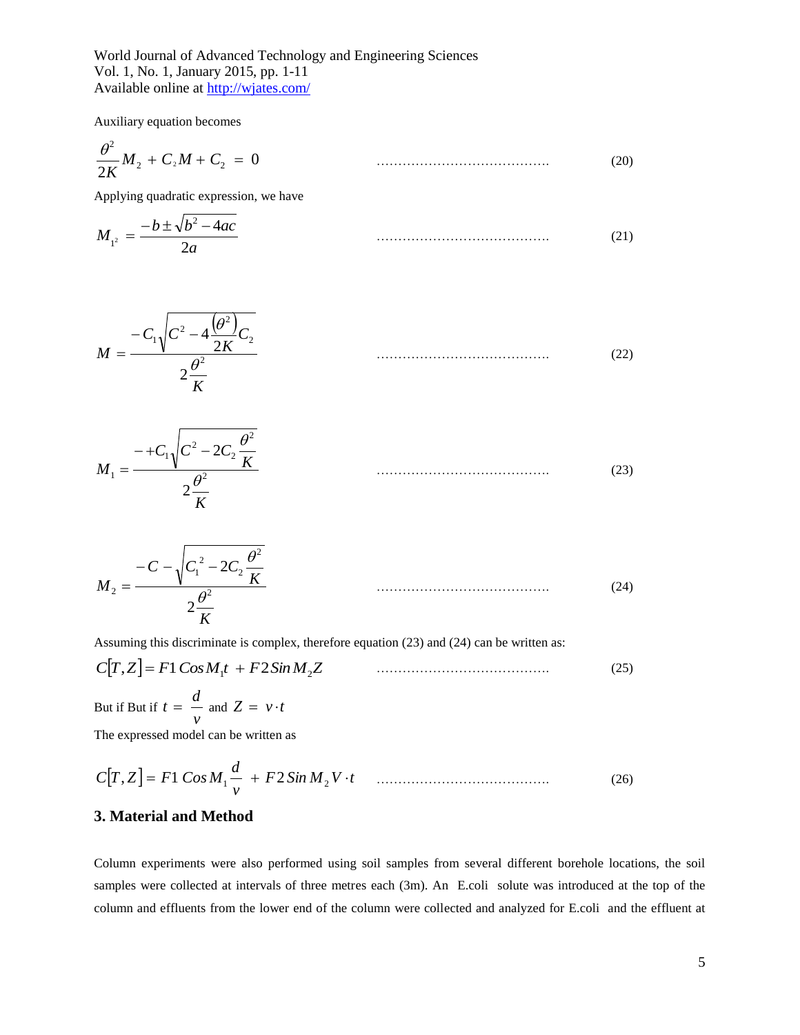Auxiliary equation becomes

$$\frac{\theta^2}{2K}M_2 + C_2M + C_2 = 0 \qquad (20)$$

Applying quadratic expression, we have

$$M_{1^2} = \frac{-b \pm \sqrt{b^2 - 4ac}}{2a} \qquad (21)$$

$$M = \frac{-C_1\sqrt{C^2 - 4\frac{(\theta^2)}{2K}C_2}}{2\frac{\theta^2}{K}} \qquad (22)$$

$$M_1 = \frac{-+C_1\sqrt{C^2 - 2C_2\frac{\theta^2}{K}}}{2\frac{\theta^2}{K}} \qquad (23)$$

$$M_2 = \frac{-C - \sqrt{C_1^{\;2} - 2C_2\frac{\theta^2}{K}}}{2\frac{\theta^2}{K}} \qquad (24)$$

Assuming this discriminate is complex, therefore equation (23) and (24) can be written as:

$$C[T,Z] = F1\,Cos\,M_1 t + F2\,Sin\,M_2 Z \qquad (25)$$

But if But if $t = \frac{d}{v}$ and $Z = v \cdot t$

The expressed model can be written as

$$C[T,Z] = F1\,Cos\,M_1\frac{d}{v} + F2\,Sin\,M_2 V \cdot t \qquad (26)$$

## 3. Material and Method

Column experiments were also performed using soil samples from several different borehole locations, the soil samples were collected at intervals of three metres each (3m). An E.coli solute was introduced at the top of the column and effluents from the lower end of the column were collected and analyzed for E.coli and the effluent at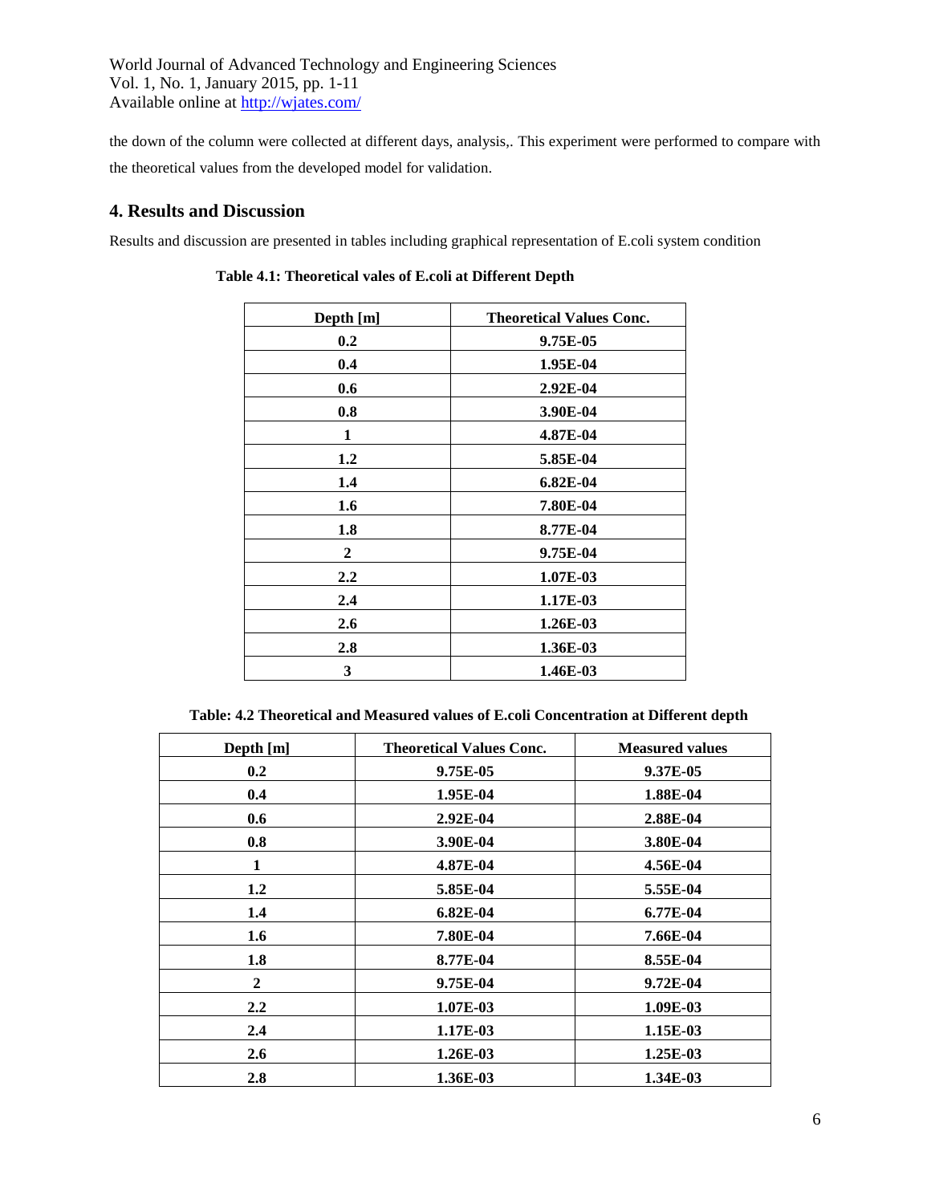the down of the column were collected at different days, analysis,. This experiment were performed to compare with the theoretical values from the developed model for validation.

## 4. Results and Discussion

Results and discussion are presented in tables including graphical representation of E.coli system condition

**Table 4.1: Theoretical vales of E.coli at Different Depth**

| Depth [m] | Theoretical Values Conc. |
|---|---|
| 0.2 | 9.75E-05 |
| 0.4 | 1.95E-04 |
| 0.6 | 2.92E-04 |
| 0.8 | 3.90E-04 |
| 1 | 4.87E-04 |
| 1.2 | 5.85E-04 |
| 1.4 | 6.82E-04 |
| 1.6 | 7.80E-04 |
| 1.8 | 8.77E-04 |
| 2 | 9.75E-04 |
| 2.2 | 1.07E-03 |
| 2.4 | 1.17E-03 |
| 2.6 | 1.26E-03 |
| 2.8 | 1.36E-03 |
| 3 | 1.46E-03 |

**Table: 4.2 Theoretical and Measured values of E.coli Concentration at Different depth**

| Depth [m] | Theoretical Values Conc. | Measured values |
|---|---|---|
| 0.2 | 9.75E-05 | 9.37E-05 |
| 0.4 | 1.95E-04 | 1.88E-04 |
| 0.6 | 2.92E-04 | 2.88E-04 |
| 0.8 | 3.90E-04 | 3.80E-04 |
| 1 | 4.87E-04 | 4.56E-04 |
| 1.2 | 5.85E-04 | 5.55E-04 |
| 1.4 | 6.82E-04 | 6.77E-04 |
| 1.6 | 7.80E-04 | 7.66E-04 |
| 1.8 | 8.77E-04 | 8.55E-04 |
| 2 | 9.75E-04 | 9.72E-04 |
| 2.2 | 1.07E-03 | 1.09E-03 |
| 2.4 | 1.17E-03 | 1.15E-03 |
| 2.6 | 1.26E-03 | 1.25E-03 |
| 2.8 | 1.36E-03 | 1.34E-03 |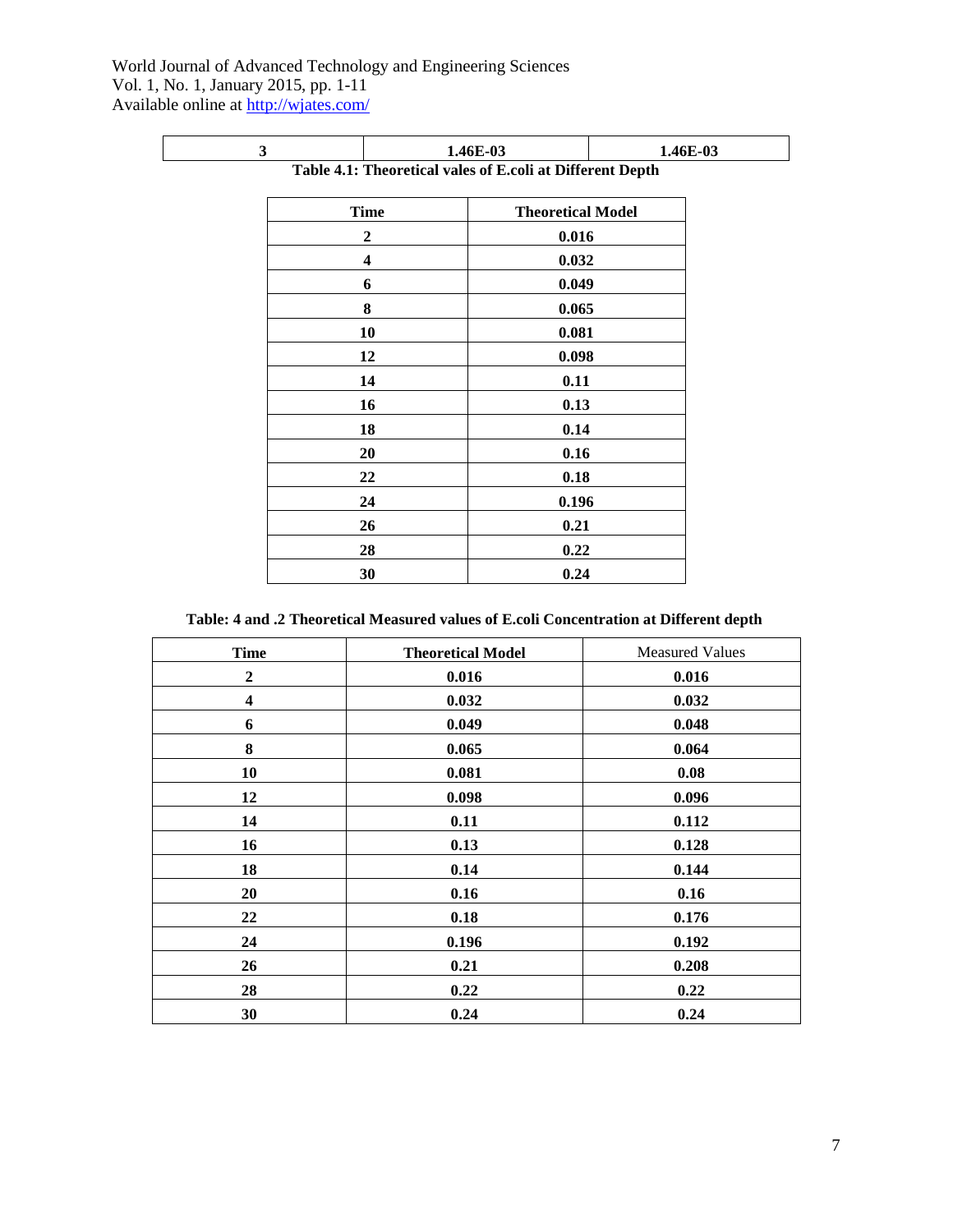| 3 | 1.46E-03 | 1.46E-03 |
|---|---|---|

**Table 4.1: Theoretical vales of E.coli at Different Depth**

| Time | Theoretical Model |
|---|---|
| 2 | 0.016 |
| 4 | 0.032 |
| 6 | 0.049 |
| 8 | 0.065 |
| 10 | 0.081 |
| 12 | 0.098 |
| 14 | 0.11 |
| 16 | 0.13 |
| 18 | 0.14 |
| 20 | 0.16 |
| 22 | 0.18 |
| 24 | 0.196 |
| 26 | 0.21 |
| 28 | 0.22 |
| 30 | 0.24 |

**Table: 4 and .2 Theoretical Measured values of E.coli Concentration at Different depth**

| Time | Theoretical Model | Measured Values |
|---|---|---|
| 2 | 0.016 | 0.016 |
| 4 | 0.032 | 0.032 |
| 6 | 0.049 | 0.048 |
| 8 | 0.065 | 0.064 |
| 10 | 0.081 | 0.08 |
| 12 | 0.098 | 0.096 |
| 14 | 0.11 | 0.112 |
| 16 | 0.13 | 0.128 |
| 18 | 0.14 | 0.144 |
| 20 | 0.16 | 0.16 |
| 22 | 0.18 | 0.176 |
| 24 | 0.196 | 0.192 |
| 26 | 0.21 | 0.208 |
| 28 | 0.22 | 0.22 |
| 30 | 0.24 | 0.24 |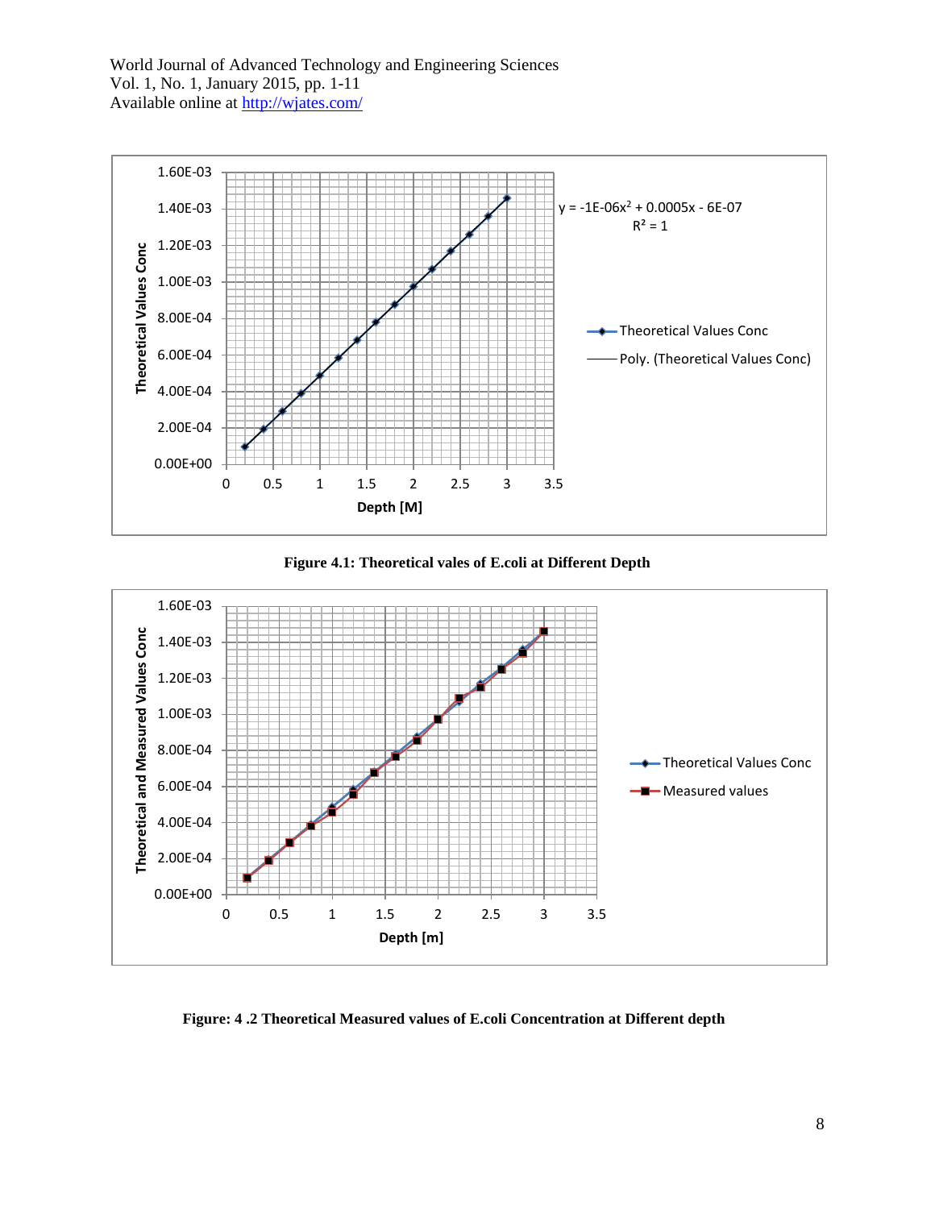Figure 4.1: Theoretical vales of E.coli at Different Depth

Figure: 4 .2 Theoretical Measured values of E.coli Concentration at Different depth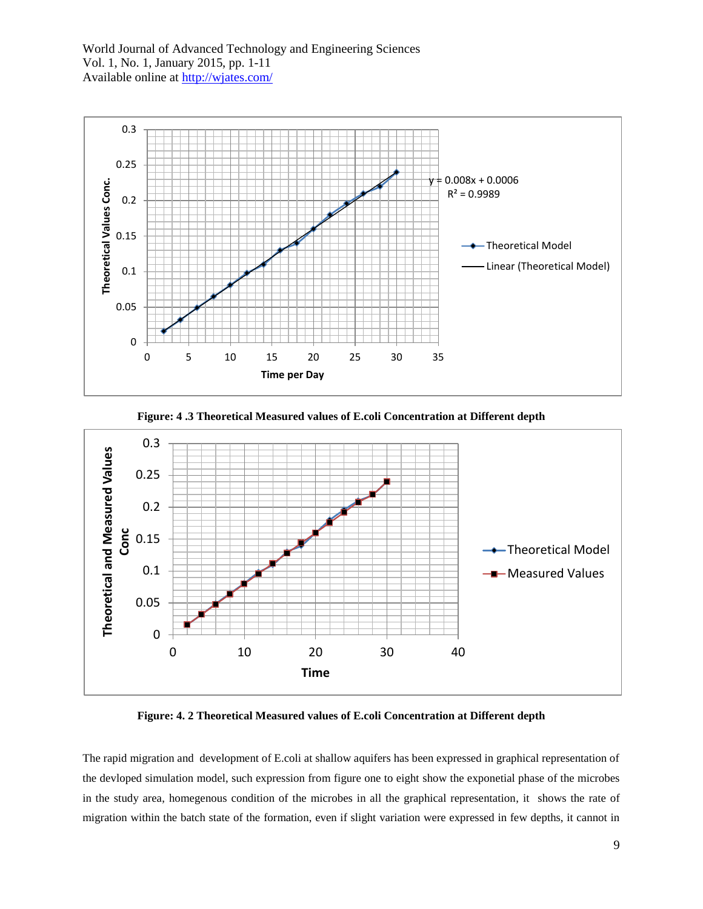**Figure: 4 .3 Theoretical Measured values of E.coli Concentration at Different depth**

**Figure: 4. 2 Theoretical Measured values of E.coli Concentration at Different depth**

The rapid migration and development of E.coli at shallow aquifers has been expressed in graphical representation of the devloped simulation model, such expression from figure one to eight show the exponetial phase of the microbes in the study area, homegenous condition of the microbes in all the graphical representation, it shows the rate of migration within the batch state of the formation, even if slight variation were expressed in few depths, it cannot in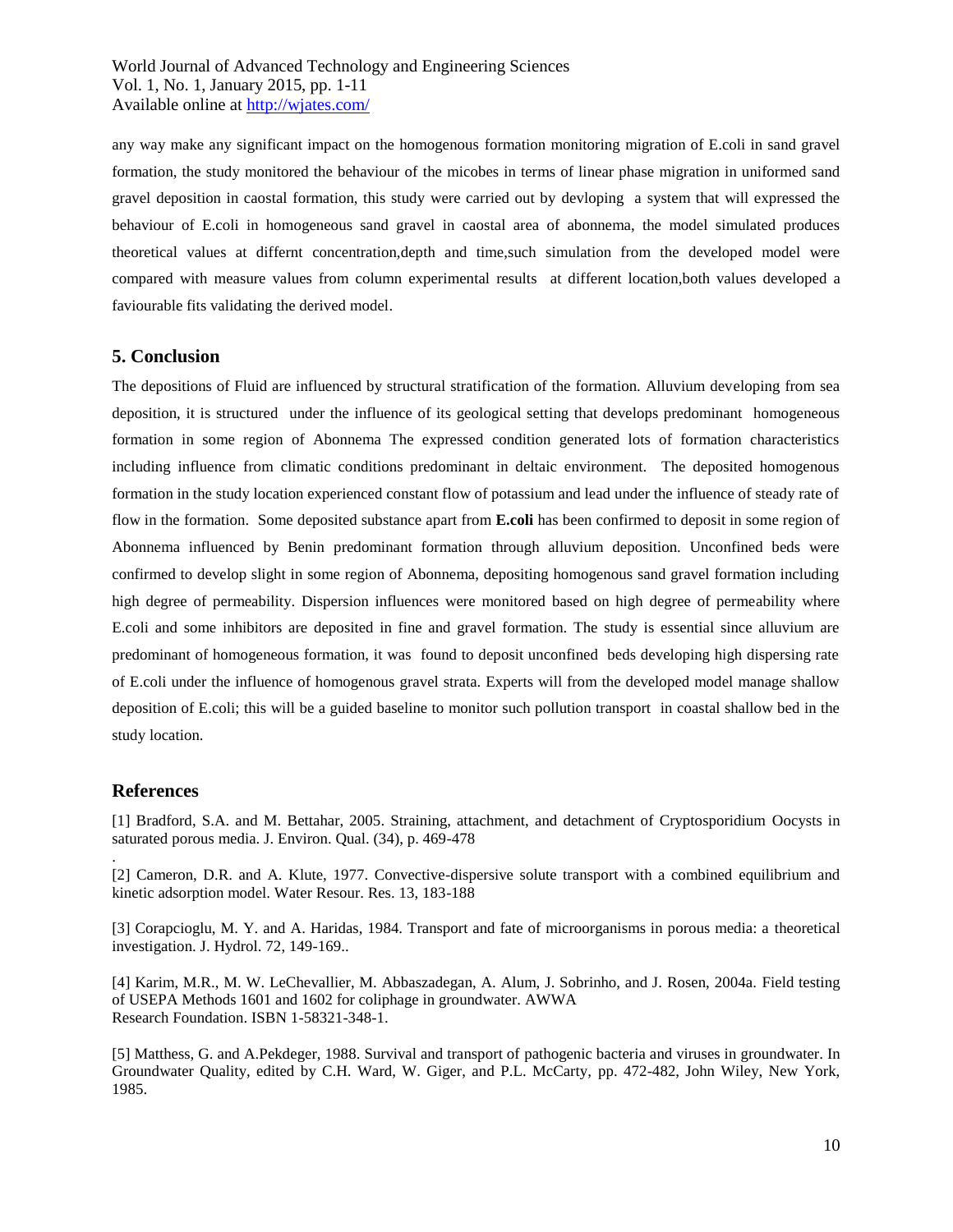any way make any significant impact on the homogenous formation monitoring migration of E.coli in sand gravel formation, the study monitored the behaviour of the micobes in terms of linear phase migration in uniformed sand gravel deposition in caostal formation, this study were carried out by devloping a system that will expressed the behaviour of E.coli in homogeneous sand gravel in caostal area of abonnema, the model simulated produces theoretical values at differnt concentration,depth and time,such simulation from the developed model were compared with measure values from column experimental results at different location,both values developed a faviourable fits validating the derived model.

## 5. Conclusion

The depositions of Fluid are influenced by structural stratification of the formation. Alluvium developing from sea deposition, it is structured under the influence of its geological setting that develops predominant homogeneous formation in some region of Abonnema The expressed condition generated lots of formation characteristics including influence from climatic conditions predominant in deltaic environment. The deposited homogenous formation in the study location experienced constant flow of potassium and lead under the influence of steady rate of flow in the formation. Some deposited substance apart from **E.coli** has been confirmed to deposit in some region of Abonnema influenced by Benin predominant formation through alluvium deposition. Unconfined beds were confirmed to develop slight in some region of Abonnema, depositing homogenous sand gravel formation including high degree of permeability. Dispersion influences were monitored based on high degree of permeability where E.coli and some inhibitors are deposited in fine and gravel formation. The study is essential since alluvium are predominant of homogeneous formation, it was found to deposit unconfined beds developing high dispersing rate of E.coli under the influence of homogenous gravel strata. Experts will from the developed model manage shallow deposition of E.coli; this will be a guided baseline to monitor such pollution transport in coastal shallow bed in the study location.

## References

[1] Bradford, S.A. and M. Bettahar, 2005. Straining, attachment, and detachment of Cryptosporidium Oocysts in saturated porous media. J. Environ. Qual. (34), p. 469-478
.

[2] Cameron, D.R. and A. Klute, 1977. Convective-dispersive solute transport with a combined equilibrium and kinetic adsorption model. Water Resour. Res. 13, 183-188

[3] Corapcioglu, M. Y. and A. Haridas, 1984. Transport and fate of microorganisms in porous media: a theoretical investigation. J. Hydrol. 72, 149-169..

[4] Karim, M.R., M. W. LeChevallier, M. Abbaszadegan, A. Alum, J. Sobrinho, and J. Rosen, 2004a. Field testing of USEPA Methods 1601 and 1602 for coliphage in groundwater. AWWA Research Foundation. ISBN 1-58321-348-1.

[5] Matthess, G. and A.Pekdeger, 1988. Survival and transport of pathogenic bacteria and viruses in groundwater. In Groundwater Quality, edited by C.H. Ward, W. Giger, and P.L. McCarty, pp. 472-482, John Wiley, New York, 1985.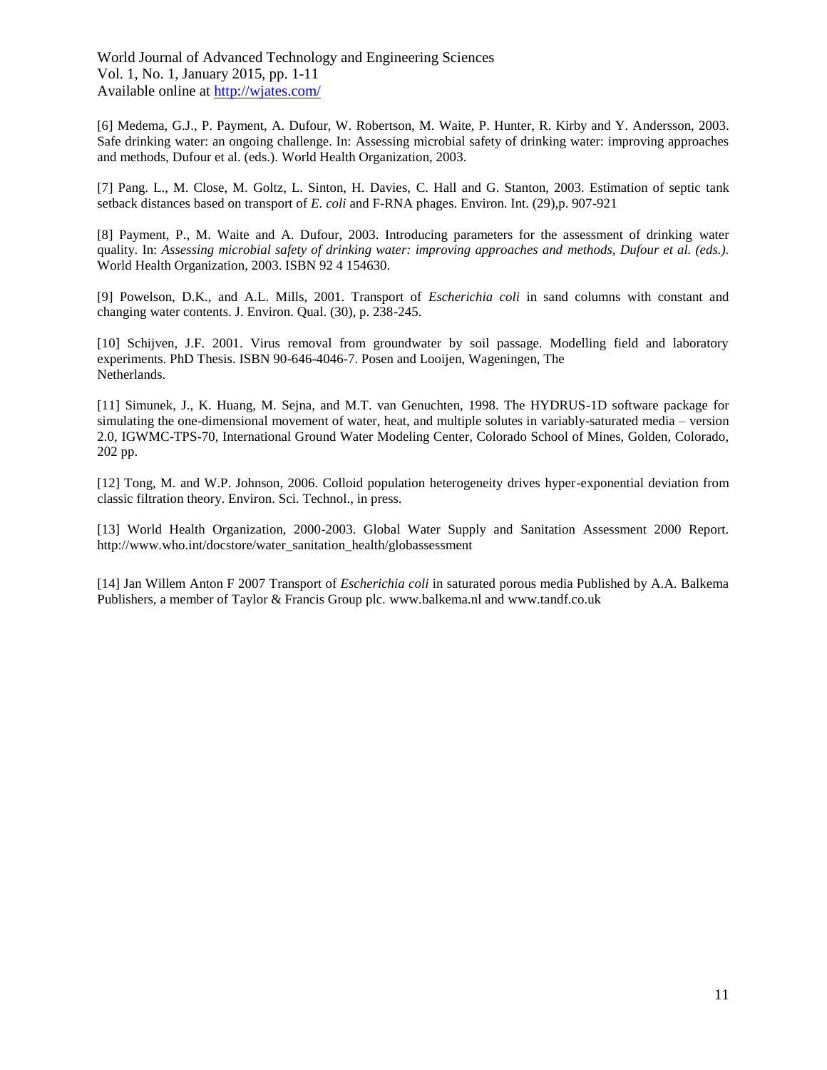[6] Medema, G.J., P. Payment, A. Dufour, W. Robertson, M. Waite, P. Hunter, R. Kirby and Y. Andersson, 2003. Safe drinking water: an ongoing challenge. In: Assessing microbial safety of drinking water: improving approaches and methods, Dufour et al. (eds.). World Health Organization, 2003.

[7] Pang. L., M. Close, M. Goltz, L. Sinton, H. Davies, C. Hall and G. Stanton, 2003. Estimation of septic tank setback distances based on transport of *E. coli* and F-RNA phages. Environ. Int. (29),p. 907-921

[8] Payment, P., M. Waite and A. Dufour, 2003. Introducing parameters for the assessment of drinking water quality. In: *Assessing microbial safety of drinking water: improving approaches and methods, Dufour et al. (eds.).* World Health Organization, 2003. ISBN 92 4 154630.

[9] Powelson, D.K., and A.L. Mills, 2001. Transport of *Escherichia coli* in sand columns with constant and changing water contents. J. Environ. Qual. (30), p. 238-245.

[10] Schijven, J.F. 2001. Virus removal from groundwater by soil passage. Modelling field and laboratory experiments. PhD Thesis. ISBN 90-646-4046-7. Posen and Looijen, Wageningen, The Netherlands.

[11] Simunek, J., K. Huang, M. Sejna, and M.T. van Genuchten, 1998. The HYDRUS-1D software package for simulating the one-dimensional movement of water, heat, and multiple solutes in variably-saturated media – version 2.0, IGWMC-TPS-70, International Ground Water Modeling Center, Colorado School of Mines, Golden, Colorado, 202 pp.

[12] Tong, M. and W.P. Johnson, 2006. Colloid population heterogeneity drives hyper-exponential deviation from classic filtration theory. Environ. Sci. Technol., in press.

[13] World Health Organization, 2000-2003. Global Water Supply and Sanitation Assessment 2000 Report. http://www.who.int/docstore/water_sanitation_health/globassessment

[14] Jan Willem Anton F 2007 Transport of *Escherichia coli* in saturated porous media Published by A.A. Balkema Publishers, a member of Taylor & Francis Group plc. www.balkema.nl and www.tandf.co.uk